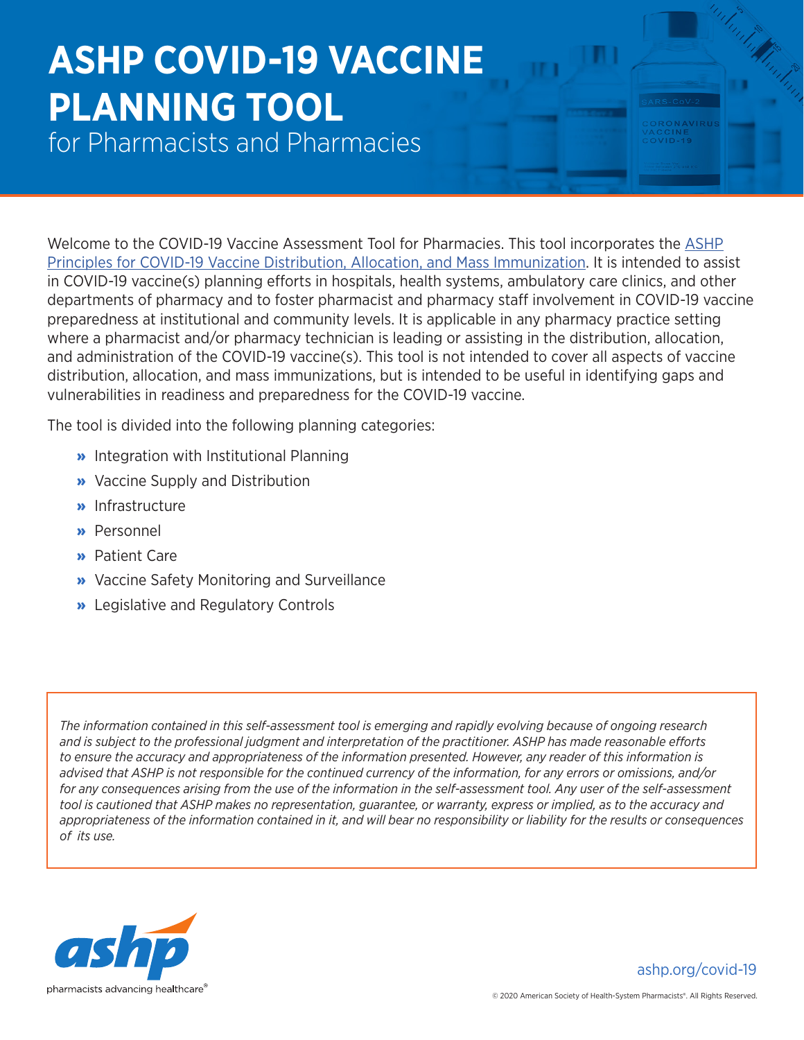# ASHP COVID-19 VACCINE PLANNING TOOL

## for Pharmacists and Pharmacies

Welcome to the COVID-19 Vaccine Assessment Tool for Pharmacies. This tool incorporates the ASHP Principles for COVID-19 Vaccine Distribution, Allocation, and Mass Immunization. It is intended to assist in COVID-19 vaccine(s) planning efforts in hospitals, health systems, ambulatory care clinics, and other departments of pharmacy and to foster pharmacist and pharmacy staff involvement in COVID-19 vaccine preparedness at institutional and community levels. It is applicable in any pharmacy practice setting where a pharmacist and/or pharmacy technician is leading or assisting in the distribution, allocation, and administration of the COVID-19 vaccine(s). This tool is not intended to cover all aspects of vaccine distribution, allocation, and mass immunizations, but is intended to be useful in identifying gaps and vulnerabilities in readiness and preparedness for the COVID-19 vaccine.

The tool is divided into the following planning categories:

- Integration with Institutional Planning
- Vaccine Supply and Distribution
- Infrastructure
- Personnel
- Patient Care
- Vaccine Safety Monitoring and Surveillance
- Legislative and Regulatory Controls

*The information contained in this self-assessment tool is emerging and rapidly evolving because of ongoing research and is subject to the professional judgment and interpretation of the practitioner. ASHP has made reasonable efforts to ensure the accuracy and appropriateness of the information presented. However, any reader of this information is advised that ASHP is not responsible for the continued currency of the information, for any errors or omissions, and/or for any consequences arising from the use of the information in the self-assessment tool. Any user of the self-assessment tool is cautioned that ASHP makes no representation, guarantee, or warranty, express or implied, as to the accuracy and appropriateness of the information contained in it, and will bear no responsibility or liability for the results or consequences of its use.*

ashp — pharmacists advancing healthcare®

ashp.org/covid-19

© 2020 American Society of Health-System Pharmacists®. All Rights Reserved.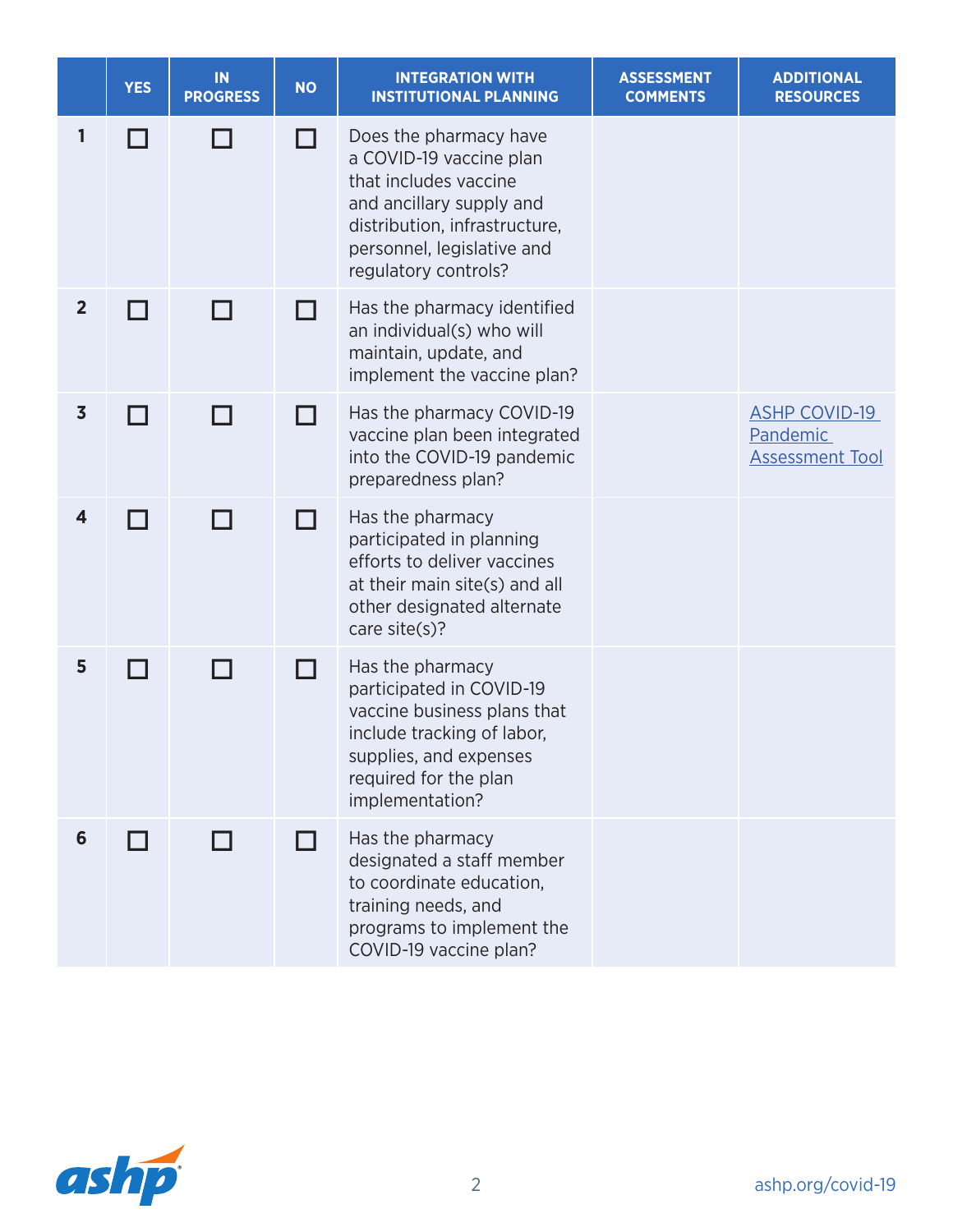| | YES | IN PROGRESS | NO | INTEGRATION WITH INSTITUTIONAL PLANNING | ASSESSMENT COMMENTS | ADDITIONAL RESOURCES |
|---|---|---|---|---|---|---|
| 1 | ☐ | ☐ | ☐ | Does the pharmacy have a COVID-19 vaccine plan that includes vaccine and ancillary supply and distribution, infrastructure, personnel, legislative and regulatory controls? | | |
| 2 | ☐ | ☐ | ☐ | Has the pharmacy identified an individual(s) who will maintain, update, and implement the vaccine plan? | | |
| 3 | ☐ | ☐ | ☐ | Has the pharmacy COVID-19 vaccine plan been integrated into the COVID-19 pandemic preparedness plan? | | ASHP COVID-19 Pandemic Assessment Tool |
| 4 | ☐ | ☐ | ☐ | Has the pharmacy participated in planning efforts to deliver vaccines at their main site(s) and all other designated alternate care site(s)? | | |
| 5 | ☐ | ☐ | ☐ | Has the pharmacy participated in COVID-19 vaccine business plans that include tracking of labor, supplies, and expenses required for the plan implementation? | | |
| 6 | ☐ | ☐ | ☐ | Has the pharmacy designated a staff member to coordinate education, training needs, and programs to implement the COVID-19 vaccine plan? | | |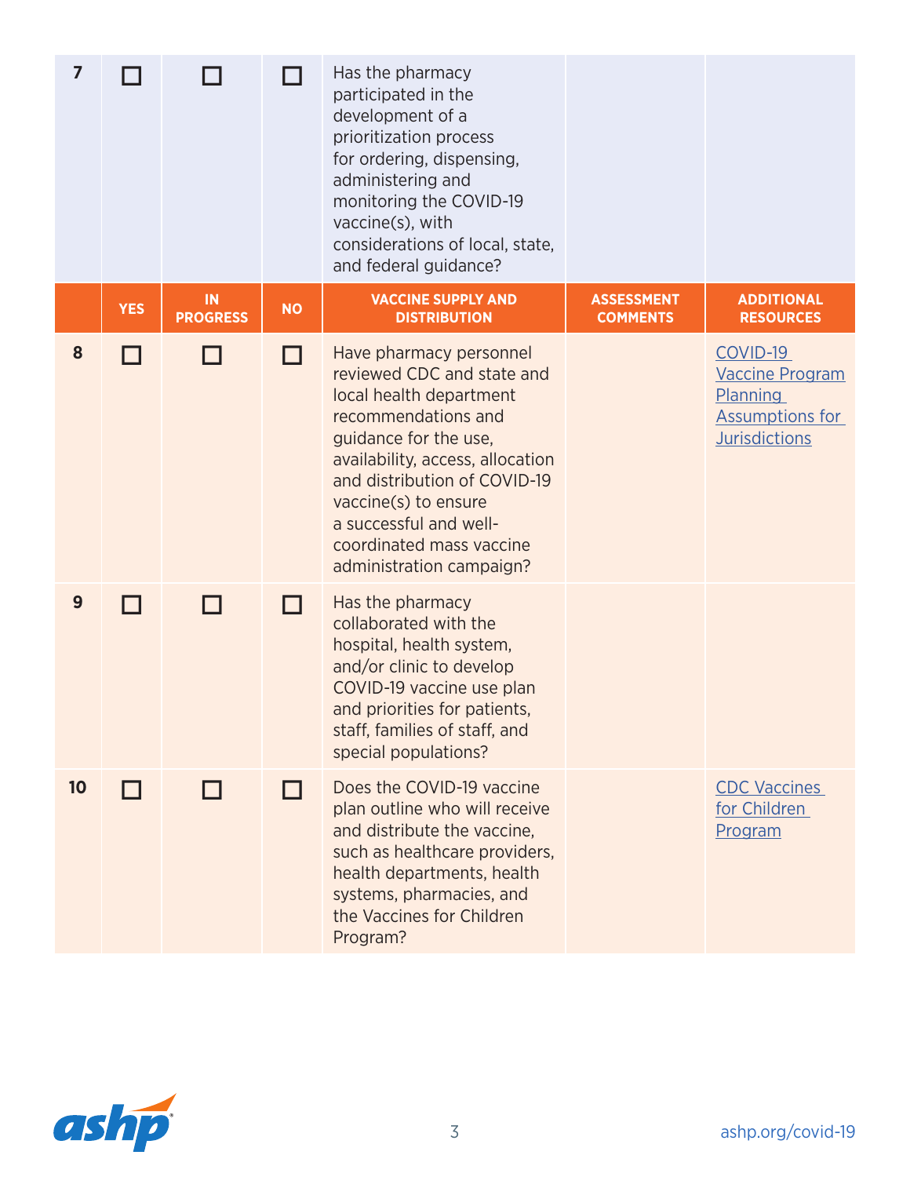|  |  |  |  |  |  |  |
|---|---|---|---|---|---|---|
| 7 | ☐ | ☐ | ☐ | Has the pharmacy participated in the development of a prioritization process for ordering, dispensing, administering and monitoring the COVID-19 vaccine(s), with considerations of local, state, and federal guidance? |  |  |
|  | **YES** | **IN PROGRESS** | **NO** | **VACCINE SUPPLY AND DISTRIBUTION** | **ASSESSMENT COMMENTS** | **ADDITIONAL RESOURCES** |
| 8 | ☐ | ☐ | ☐ | Have pharmacy personnel reviewed CDC and state and local health department recommendations and guidance for the use, availability, access, allocation and distribution of COVID-19 vaccine(s) to ensure a successful and well-coordinated mass vaccine administration campaign? |  | COVID-19 Vaccine Program Planning Assumptions for Jurisdictions |
| 9 | ☐ | ☐ | ☐ | Has the pharmacy collaborated with the hospital, health system, and/or clinic to develop COVID-19 vaccine use plan and priorities for patients, staff, families of staff, and special populations? |  |  |
| 10 | ☐ | ☐ | ☐ | Does the COVID-19 vaccine plan outline who will receive and distribute the vaccine, such as healthcare providers, health departments, health systems, pharmacies, and the Vaccines for Children Program? |  | CDC Vaccines for Children Program |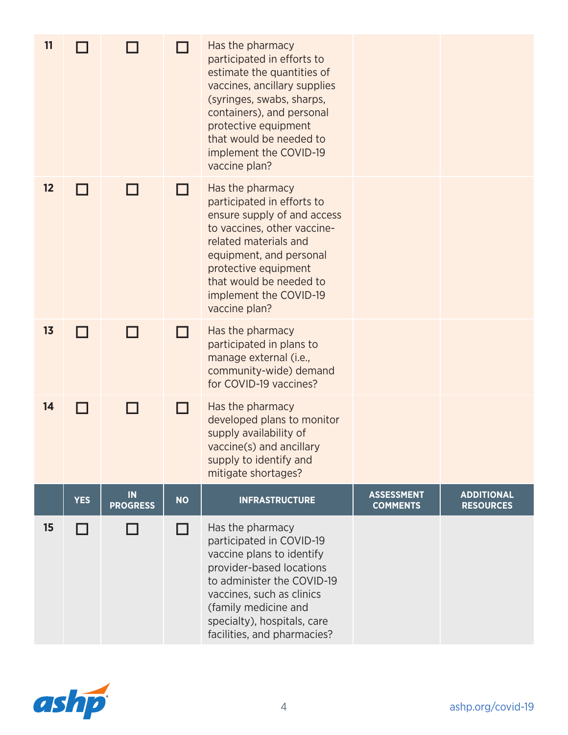| | | | | | | |
|---|---|---|---|---|---|---|
| 11 | ☐ | ☐ | ☐ | Has the pharmacy participated in efforts to estimate the quantities of vaccines, ancillary supplies (syringes, swabs, sharps, containers), and personal protective equipment that would be needed to implement the COVID-19 vaccine plan? | | |
| 12 | ☐ | ☐ | ☐ | Has the pharmacy participated in efforts to ensure supply of and access to vaccines, other vaccine-related materials and equipment, and personal protective equipment that would be needed to implement the COVID-19 vaccine plan? | | |
| 13 | ☐ | ☐ | ☐ | Has the pharmacy participated in plans to manage external (i.e., community-wide) demand for COVID-19 vaccines? | | |
| 14 | ☐ | ☐ | ☐ | Has the pharmacy developed plans to monitor supply availability of vaccine(s) and ancillary supply to identify and mitigate shortages? | | |

| | YES | IN PROGRESS | NO | INFRASTRUCTURE | ASSESSMENT COMMENTS | ADDITIONAL RESOURCES |
|---|---|---|---|---|---|---|
| 15 | ☐ | ☐ | ☐ | Has the pharmacy participated in COVID-19 vaccine plans to identify provider-based locations to administer the COVID-19 vaccines, such as clinics (family medicine and specialty), hospitals, care facilities, and pharmacies? | | |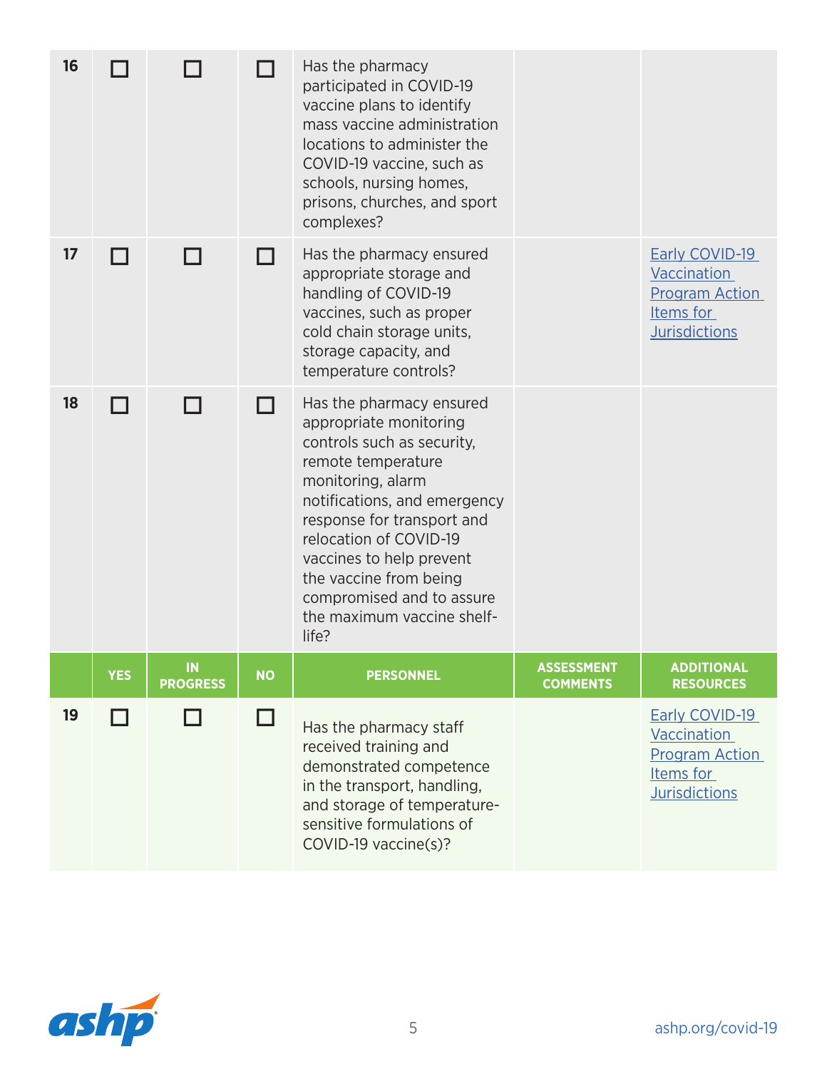| | | | | | | |
|---|---|---|---|---|---|---|
| 16 | ☐ | ☐ | ☐ | Has the pharmacy participated in COVID-19 vaccine plans to identify mass vaccine administration locations to administer the COVID-19 vaccine, such as schools, nursing homes, prisons, churches, and sport complexes? | | |
| 17 | ☐ | ☐ | ☐ | Has the pharmacy ensured appropriate storage and handling of COVID-19 vaccines, such as proper cold chain storage units, storage capacity, and temperature controls? | | Early COVID-19 Vaccination Program Action Items for Jurisdictions |
| 18 | ☐ | ☐ | ☐ | Has the pharmacy ensured appropriate monitoring controls such as security, remote temperature monitoring, alarm notifications, and emergency response for transport and relocation of COVID-19 vaccines to help prevent the vaccine from being compromised and to assure the maximum vaccine shelf-life? | | |
| | **YES** | **IN PROGRESS** | **NO** | **PERSONNEL** | **ASSESSMENT COMMENTS** | **ADDITIONAL RESOURCES** |
| 19 | ☐ | ☐ | ☐ | Has the pharmacy staff received training and demonstrated competence in the transport, handling, and storage of temperature-sensitive formulations of COVID-19 vaccine(s)? | | Early COVID-19 Vaccination Program Action Items for Jurisdictions |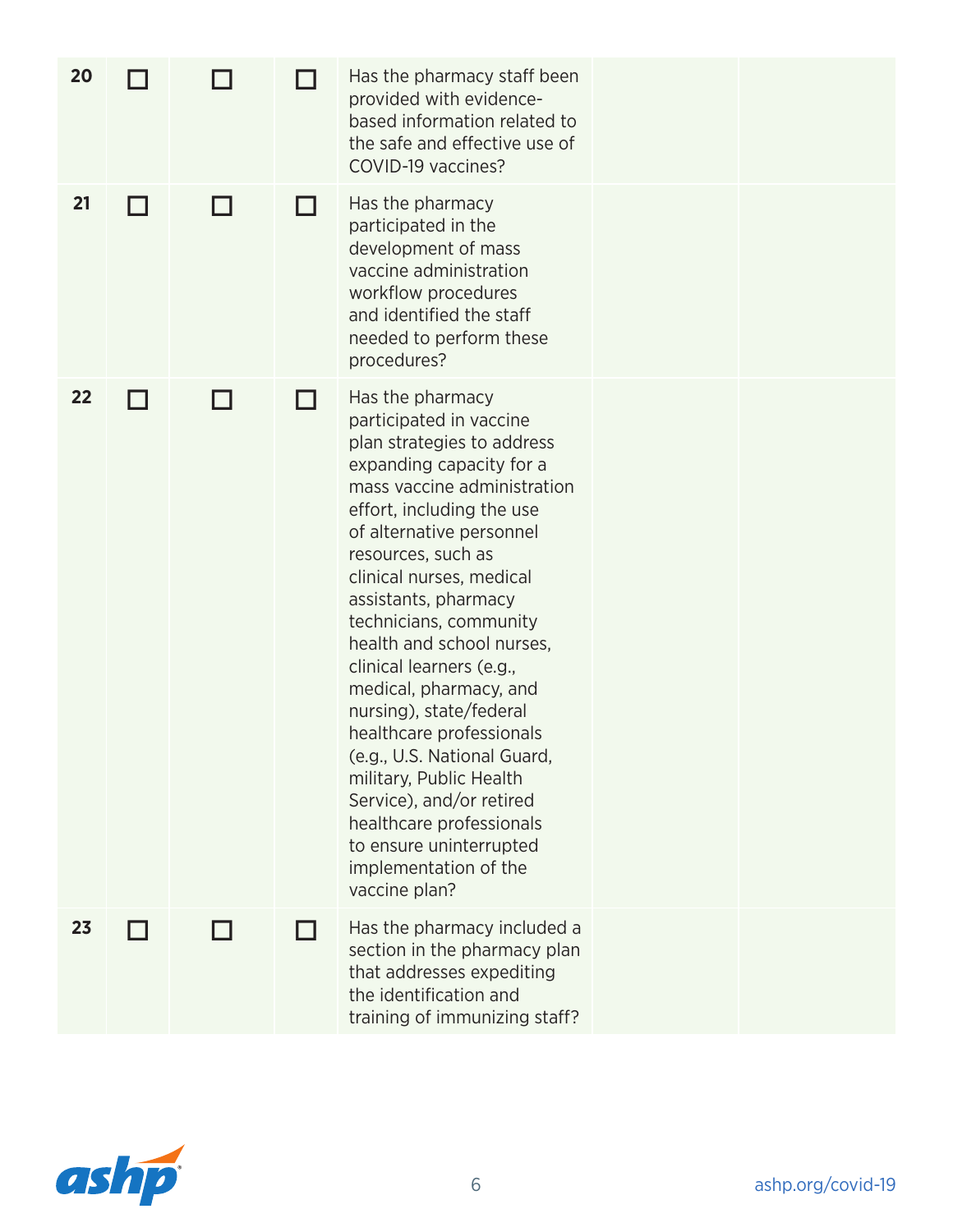| | | | | | | |
|---|---|---|---|---|---|---|
| 20 | ☐ | ☐ | ☐ | Has the pharmacy staff been provided with evidence-based information related to the safe and effective use of COVID-19 vaccines? | | |
| 21 | ☐ | ☐ | ☐ | Has the pharmacy participated in the development of mass vaccine administration workflow procedures and identified the staff needed to perform these procedures? | | |
| 22 | ☐ | ☐ | ☐ | Has the pharmacy participated in vaccine plan strategies to address expanding capacity for a mass vaccine administration effort, including the use of alternative personnel resources, such as clinical nurses, medical assistants, pharmacy technicians, community health and school nurses, clinical learners (e.g., medical, pharmacy, and nursing), state/federal healthcare professionals (e.g., U.S. National Guard, military, Public Health Service), and/or retired healthcare professionals to ensure uninterrupted implementation of the vaccine plan? | | |
| 23 | ☐ | ☐ | ☐ | Has the pharmacy included a section in the pharmacy plan that addresses expediting the identification and training of immunizing staff? | | |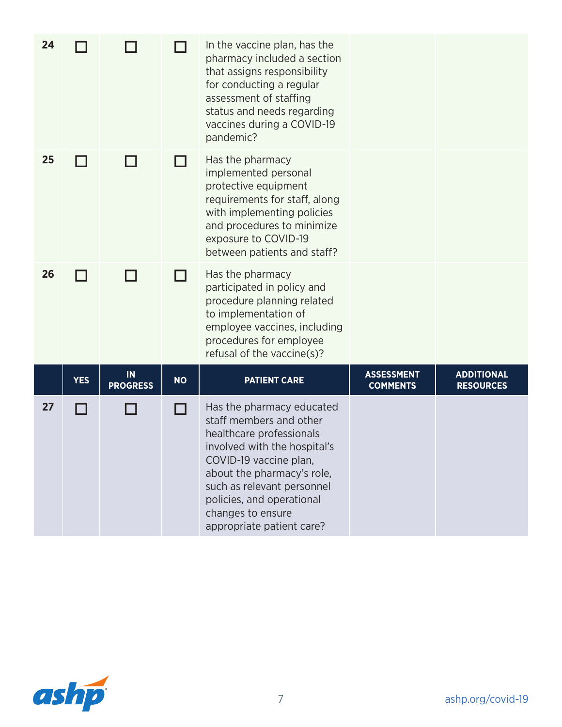| | | | | | | |
|---|---|---|---|---|---|---|
| 24 | ☐ | ☐ | ☐ | In the vaccine plan, has the pharmacy included a section that assigns responsibility for conducting a regular assessment of staffing status and needs regarding vaccines during a COVID-19 pandemic? | | |
| 25 | ☐ | ☐ | ☐ | Has the pharmacy implemented personal protective equipment requirements for staff, along with implementing policies and procedures to minimize exposure to COVID-19 between patients and staff? | | |
| 26 | ☐ | ☐ | ☐ | Has the pharmacy participated in policy and procedure planning related to implementation of employee vaccines, including procedures for employee refusal of the vaccine(s)? | | |

| | YES | IN PROGRESS | NO | PATIENT CARE | ASSESSMENT COMMENTS | ADDITIONAL RESOURCES |
|---|---|---|---|---|---|---|
| 27 | ☐ | ☐ | ☐ | Has the pharmacy educated staff members and other healthcare professionals involved with the hospital's COVID-19 vaccine plan, about the pharmacy's role, such as relevant personnel policies, and operational changes to ensure appropriate patient care? | | |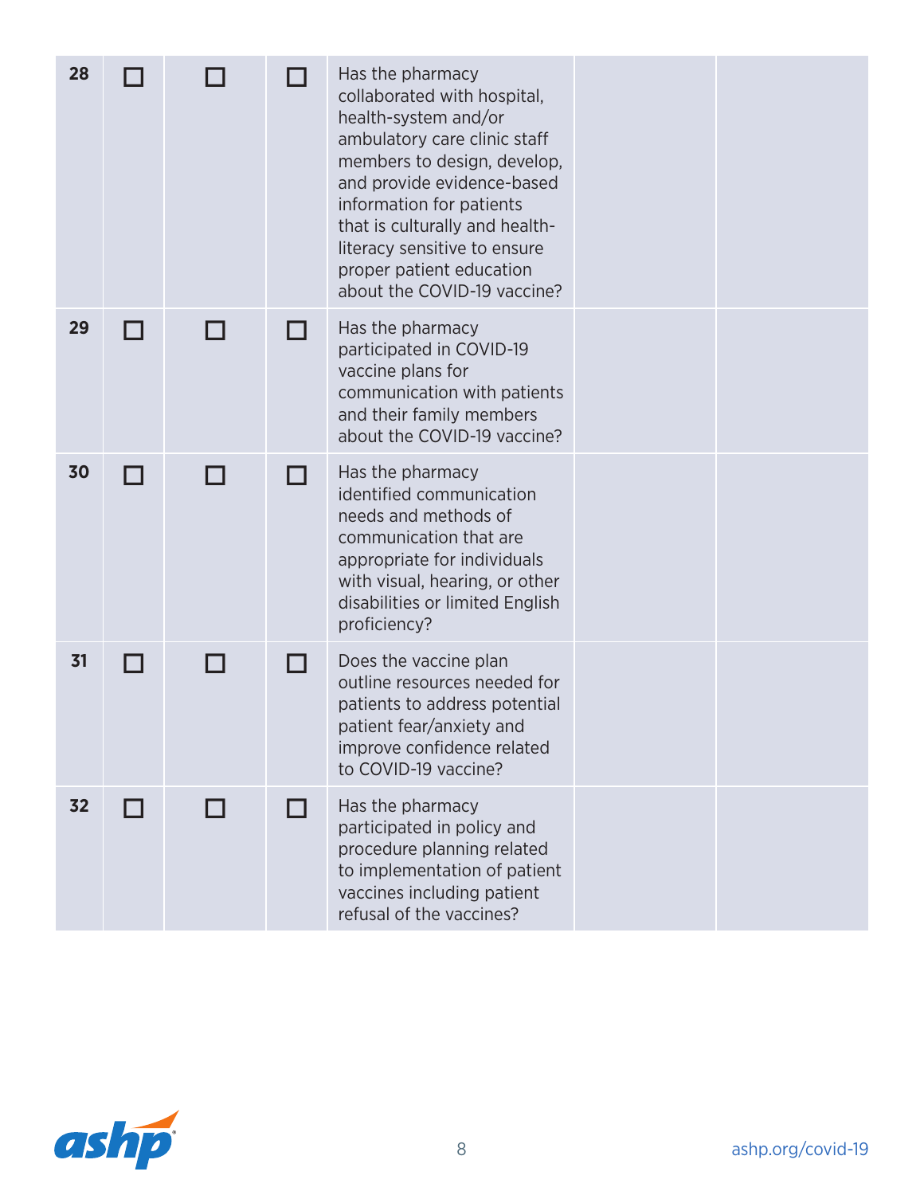| | | | | | | |
|---|---|---|---|---|---|---|
| 28 | ☐ | ☐ | ☐ | Has the pharmacy collaborated with hospital, health-system and/or ambulatory care clinic staff members to design, develop, and provide evidence-based information for patients that is culturally and health-literacy sensitive to ensure proper patient education about the COVID-19 vaccine? | | |
| 29 | ☐ | ☐ | ☐ | Has the pharmacy participated in COVID-19 vaccine plans for communication with patients and their family members about the COVID-19 vaccine? | | |
| 30 | ☐ | ☐ | ☐ | Has the pharmacy identified communication needs and methods of communication that are appropriate for individuals with visual, hearing, or other disabilities or limited English proficiency? | | |
| 31 | ☐ | ☐ | ☐ | Does the vaccine plan outline resources needed for patients to address potential patient fear/anxiety and improve confidence related to COVID-19 vaccine? | | |
| 32 | ☐ | ☐ | ☐ | Has the pharmacy participated in policy and procedure planning related to implementation of patient vaccines including patient refusal of the vaccines? | | |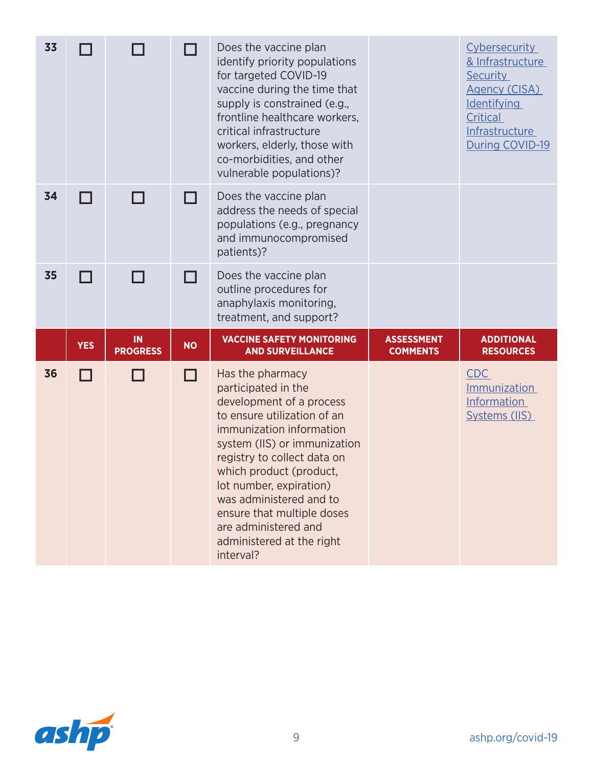| | | | | | | |
|---|---|---|---|---|---|---|
| 33 | ☐ | ☐ | ☐ | Does the vaccine plan identify priority populations for targeted COVID-19 vaccine during the time that supply is constrained (e.g., frontline healthcare workers, critical infrastructure workers, elderly, those with co-morbidities, and other vulnerable populations)? | | Cybersecurity & Infrastructure Security Agency (CISA) Identifying Critical Infrastructure During COVID-19 |
| 34 | ☐ | ☐ | ☐ | Does the vaccine plan address the needs of special populations (e.g., pregnancy and immunocompromised patients)? | | |
| 35 | ☐ | ☐ | ☐ | Does the vaccine plan outline procedures for anaphylaxis monitoring, treatment, and support? | | |

| | YES | IN PROGRESS | NO | VACCINE SAFETY MONITORING AND SURVEILLANCE | ASSESSMENT COMMENTS | ADDITIONAL RESOURCES |
|---|---|---|---|---|---|---|
| 36 | ☐ | ☐ | ☐ | Has the pharmacy participated in the development of a process to ensure utilization of an immunization information system (IIS) or immunization registry to collect data on which product (product, lot number, expiration) was administered and to ensure that multiple doses are administered and administered at the right interval? | | CDC Immunization Information Systems (IIS) |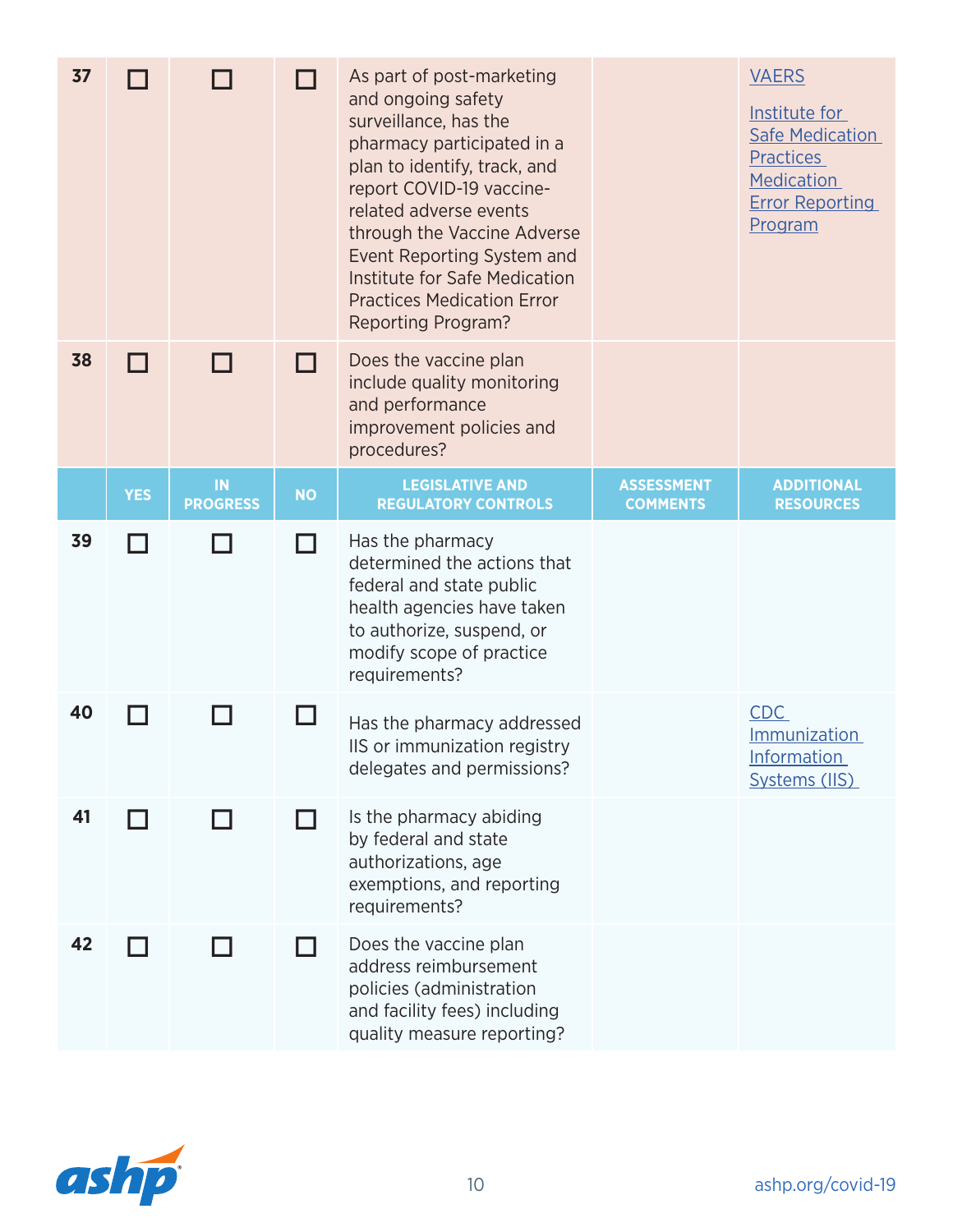| | YES | IN PROGRESS | NO | | ASSESSMENT COMMENTS | ADDITIONAL RESOURCES |
|---|---|---|---|---|---|---|
| 37 | ☐ | ☐ | ☐ | As part of post-marketing and ongoing safety surveillance, has the pharmacy participated in a plan to identify, track, and report COVID-19 vaccine-related adverse events through the Vaccine Adverse Event Reporting System and Institute for Safe Medication Practices Medication Error Reporting Program? | | VAERS<br>Institute for Safe Medication Practices Medication Error Reporting Program |
| 38 | ☐ | ☐ | ☐ | Does the vaccine plan include quality monitoring and performance improvement policies and procedures? | | |

| | YES | IN PROGRESS | NO | LEGISLATIVE AND REGULATORY CONTROLS | ASSESSMENT COMMENTS | ADDITIONAL RESOURCES |
|---|---|---|---|---|---|---|
| 39 | ☐ | ☐ | ☐ | Has the pharmacy determined the actions that federal and state public health agencies have taken to authorize, suspend, or modify scope of practice requirements? | | |
| 40 | ☐ | ☐ | ☐ | Has the pharmacy addressed IIS or immunization registry delegates and permissions? | | CDC Immunization Information Systems (IIS) |
| 41 | ☐ | ☐ | ☐ | Is the pharmacy abiding by federal and state authorizations, age exemptions, and reporting requirements? | | |
| 42 | ☐ | ☐ | ☐ | Does the vaccine plan address reimbursement policies (administration and facility fees) including quality measure reporting? | | |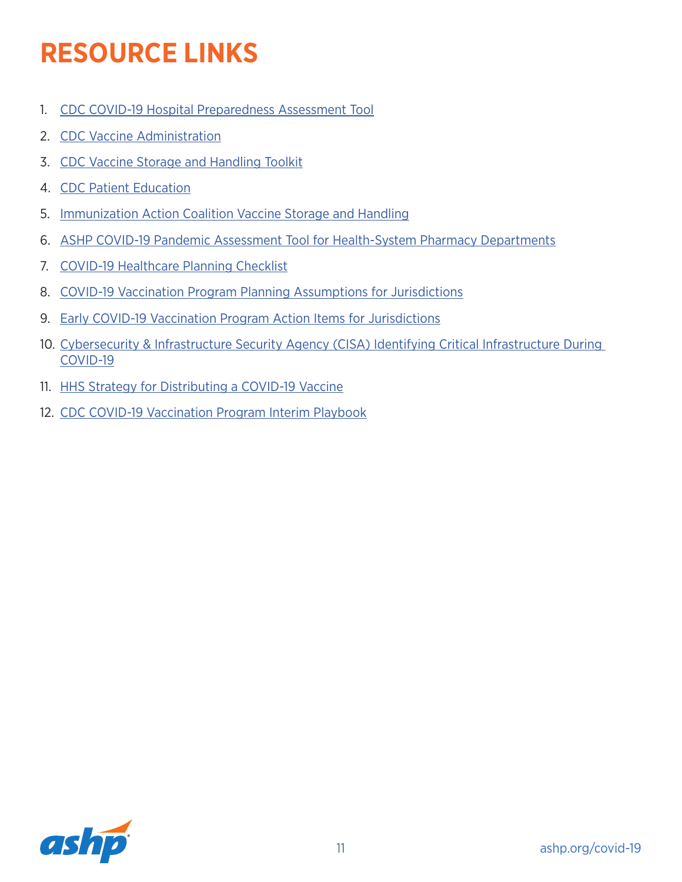# RESOURCE LINKS

1. CDC COVID-19 Hospital Preparedness Assessment Tool
2. CDC Vaccine Administration
3. CDC Vaccine Storage and Handling Toolkit
4. CDC Patient Education
5. Immunization Action Coalition Vaccine Storage and Handling
6. ASHP COVID-19 Pandemic Assessment Tool for Health-System Pharmacy Departments
7. COVID-19 Healthcare Planning Checklist
8. COVID-19 Vaccination Program Planning Assumptions for Jurisdictions
9. Early COVID-19 Vaccination Program Action Items for Jurisdictions
10. Cybersecurity & Infrastructure Security Agency (CISA) Identifying Critical Infrastructure During COVID-19
11. HHS Strategy for Distributing a COVID-19 Vaccine
12. CDC COVID-19 Vaccination Program Interim Playbook